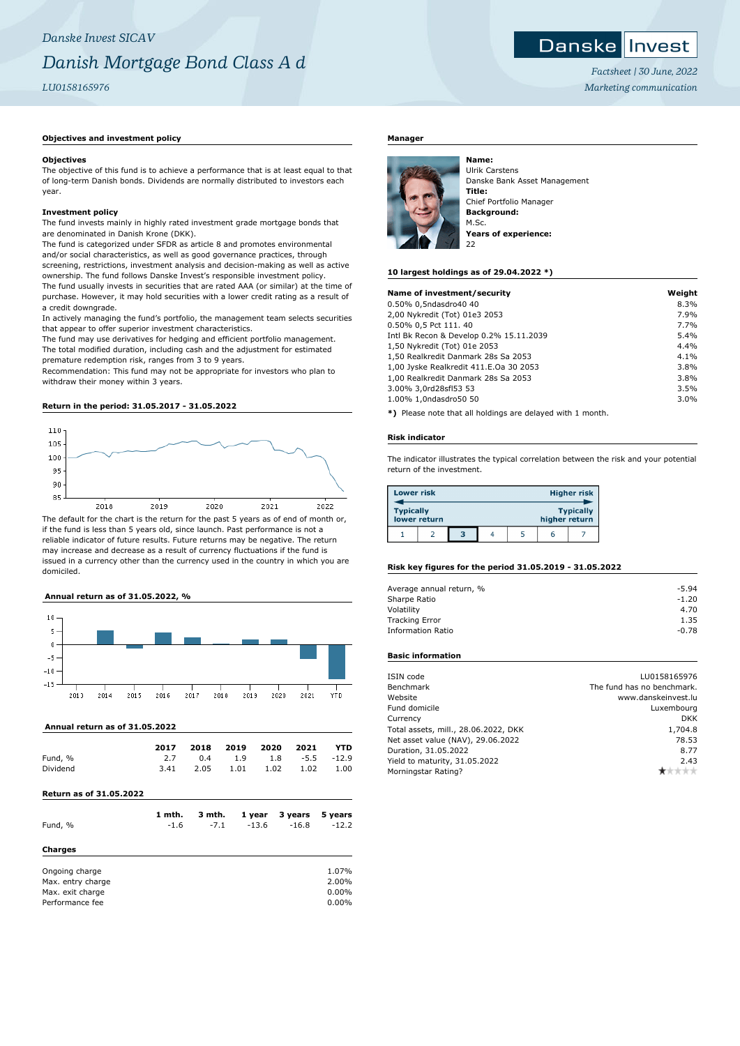*Danske Invest SICAV*

# *Danish Mortgage Bond Class A d*

*LU0158165976*

*Factsheet | 30 June, 2022*

*Marketing communication*

## Objectives and investment policy

**Objectives**

The objective of this fund is to achieve a performance that is at least equal to that of long-term Danish bonds. Dividends are normally distributed to investors each year.

**Investment policy**

The fund invests mainly in highly rated investment grade mortgage bonds that are denominated in Danish Krone (DKK).

The fund is categorized under SFDR as article 8 and promotes environmental and/or social characteristics, as well as good governance practices, through screening, restrictions, investment analysis and decision-making as well as active ownership. The fund follows Danske Invest's responsible investment policy.

The fund usually invests in securities that are rated AAA (or similar) at the time of purchase. However, it may hold securities with a lower credit rating as a result of a credit downgrade.

In actively managing the fund's portfolio, the management team selects securities that appear to offer superior investment characteristics.

The fund may use derivatives for hedging and efficient portfolio management.

The total modified duration, including cash and the adjustment for estimated premature redemption risk, ranges from 3 to 9 years.

Recommendation: This fund may not be appropriate for investors who plan to withdraw their money within 3 years.

## Return in the period: 31.05.2017 - 31.05.2022

The default for the chart is the return for the past 5 years as of end of month or, if the fund is less than 5 years old, since launch. Past performance is not a reliable indicator of future results. Future returns may be negative. The return may increase and decrease as a result of currency fluctuations if the fund is issued in a currency other than the currency used in the country in which you are domiciled.

## Annual return as of 31.05.2022, %

## Annual return as of 31.05.2022

| | 2017 | 2018 | 2019 | 2020 | 2021 | YTD |
|---|---|---|---|---|---|---|
| Fund, % | 2.7 | 0.4 | 1.9 | 1.8 | -5.5 | -12.9 |
| Dividend | 3.41 | 2.05 | 1.01 | 1.02 | 1.02 | 1.00 |

## Return as of 31.05.2022

| | 1 mth. | 3 mth. | 1 year | 3 years | 5 years |
|---|---|---|---|---|---|
| Fund, % | -1.6 | -7.1 | -13.6 | -16.8 | -12.2 |

## Charges

| | |
|---|---|
| Ongoing charge | 1.07% |
| Max. entry charge | 2.00% |
| Max. exit charge | 0.00% |
| Performance fee | 0.00% |

## Manager

**Name:**
Ulrik Carstens
Danske Bank Asset Management

**Title:**
Chief Portfolio Manager

**Background:**
M.Sc.

**Years of experience:**
22

## 10 largest holdings as of 29.04.2022 *)

| Name of investment/security | Weight |
|---|---|
| 0.50% 0,5ndasdro40 40 | 8.3% |
| 2,00 Nykredit (Tot) 01e3 2053 | 7.9% |
| 0.50% 0,5 Pct 111. 40 | 7.7% |
| Intl Bk Recon & Develop 0.2% 15.11.2039 | 5.4% |
| 1,50 Nykredit (Tot) 01e 2053 | 4.4% |
| 1,50 Realkredit Danmark 28s Sa 2053 | 4.1% |
| 1,00 Jyske Realkredit 411.E.Oa 30 2053 | 3.8% |
| 1,00 Realkredit Danmark 28s Sa 2053 | 3.8% |
| 3.00% 3,0rd28sfl53 53 | 3.5% |
| 1.00% 1,0ndasdro50 50 | 3.0% |

**\*)** Please note that all holdings are delayed with 1 month.

## Risk indicator

The indicator illustrates the typical correlation between the risk and your potential return of the investment.

| Lower risk | | | | | | Higher risk |
|---|---|---|---|---|---|---|
| Typically lower return | | | | | | Typically higher return |
| 1 | 2 | **3** | 4 | 5 | 6 | 7 |

## Risk key figures for the period 31.05.2019 - 31.05.2022

| | |
|---|---|
| Average annual return, % | -5.94 |
| Sharpe Ratio | -1.20 |
| Volatility | 4.70 |
| Tracking Error | 1.35 |
| Information Ratio | -0.78 |

## Basic information

| | |
|---|---|
| ISIN code | LU0158165976 |
| Benchmark | The fund has no benchmark. |
| Website | www.danskeinvest.lu |
| Fund domicile | Luxembourg |
| Currency | DKK |
| Total assets, mill., 28.06.2022, DKK | 1,704.8 |
| Net asset value (NAV), 29.06.2022 | 78.53 |
| Duration, 31.05.2022 | 8.77 |
| Yield to maturity, 31.05.2022 | 2.43 |
| Morningstar Rating? | ★☆☆☆☆ |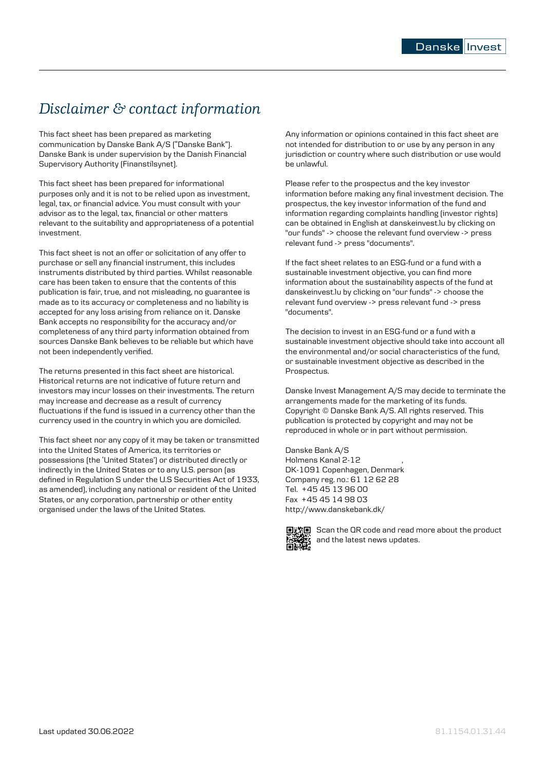# *Disclaimer & contact information*

This fact sheet has been prepared as marketing communication by Danske Bank A/S ("Danske Bank"). Danske Bank is under supervision by the Danish Financial Supervisory Authority (Finanstilsynet).

This fact sheet has been prepared for informational purposes only and it is not to be relied upon as investment, legal, tax, or financial advice. You must consult with your advisor as to the legal, tax, financial or other matters relevant to the suitability and appropriateness of a potential investment.

This fact sheet is not an offer or solicitation of any offer to purchase or sell any financial instrument, this includes instruments distributed by third parties. Whilst reasonable care has been taken to ensure that the contents of this publication is fair, true, and not misleading, no guarantee is made as to its accuracy or completeness and no liability is accepted for any loss arising from reliance on it. Danske Bank accepts no responsibility for the accuracy and/or completeness of any third party information obtained from sources Danske Bank believes to be reliable but which have not been independently verified.

The returns presented in this fact sheet are historical. Historical returns are not indicative of future return and investors may incur losses on their investments. The return may increase and decrease as a result of currency fluctuations if the fund is issued in a currency other than the currency used in the country in which you are domiciled.

This fact sheet nor any copy of it may be taken or transmitted into the United States of America, its territories or possessions (the 'United States') or distributed directly or indirectly in the United States or to any U.S. person (as defined in Regulation S under the U.S Securities Act of 1933, as amended), including any national or resident of the United States, or any corporation, partnership or other entity organised under the laws of the United States.

Any information or opinions contained in this fact sheet are not intended for distribution to or use by any person in any jurisdiction or country where such distribution or use would be unlawful.

Please refer to the prospectus and the key investor information before making any final investment decision. The prospectus, the key investor information of the fund and information regarding complaints handling (investor rights) can be obtained in English at danskeinvest.lu by clicking on "our funds" -> choose the relevant fund overview -> press relevant fund -> press "documents".

If the fact sheet relates to an ESG-fund or a fund with a sustainable investment objective, you can find more information about the sustainability aspects of the fund at danskeinvest.lu by clicking on "our funds" -> choose the relevant fund overview -> press relevant fund -> press "documents".

The decision to invest in an ESG-fund or a fund with a sustainable investment objective should take into account all the environmental and/or social characteristics of the fund, or sustainable investment objective as described in the Prospectus.

Danske Invest Management A/S may decide to terminate the arrangements made for the marketing of its funds.
Copyright © Danske Bank A/S. All rights reserved. This publication is protected by copyright and may not be reproduced in whole or in part without permission.

Danske Bank A/S
Holmens Kanal 2-12
DK-1091 Copenhagen, Denmark
Company reg. no.: 61 12 62 28
Tel. +45 45 13 96 00
Fax +45 45 14 98 03
http://www.danskebank.dk/

Scan the QR code and read more about the product and the latest news updates.

Last updated 30.06.2022

81.1154.01.31.44